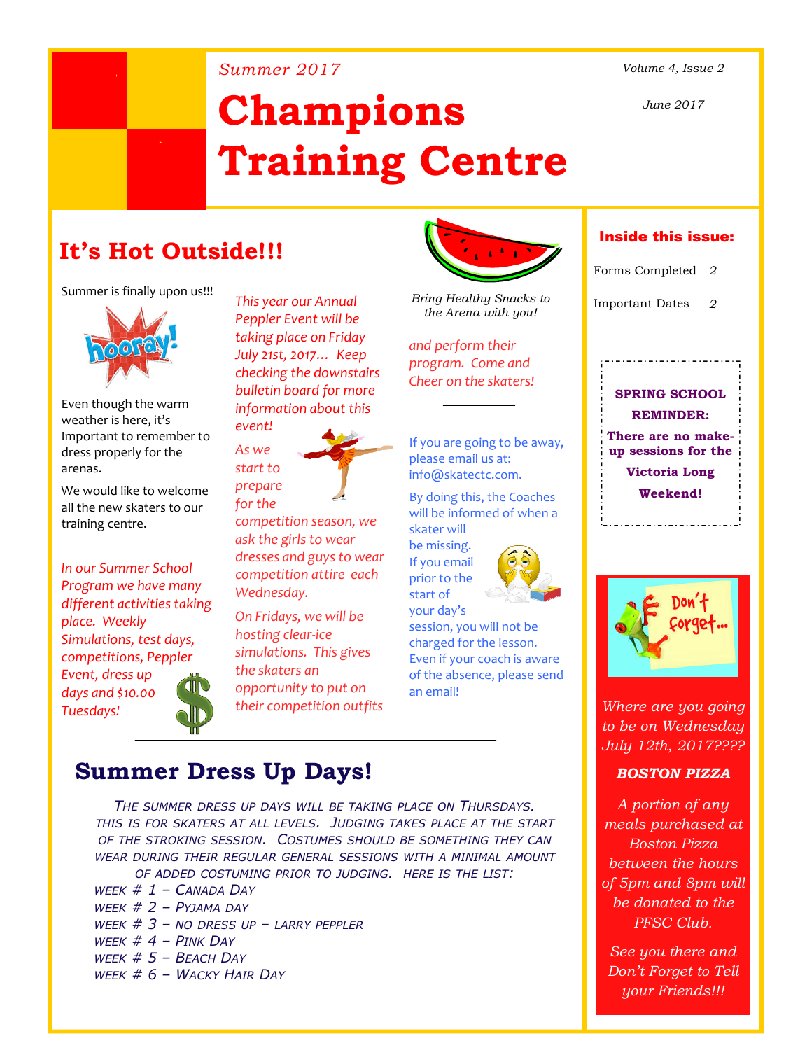*Summer 2017*

# Champions Training Centre

*Volume 4, Issue 2*

*June 2017*

## It's Hot Outside!!!

Summer is finally upon us!!!

Even though the warm weather is here, it's Important to remember to dress properly for the arenas.

We would like to welcome all the new skaters to our training centre.

*In our Summer School Program we have many different activities taking place. Weekly Simulations, test days, competitions, Peppler Event, dress up days and $10.00 Tuesdays!*

*This year our Annual Peppler Event will be taking place on Friday July 21st, 2017… Keep checking the downstairs bulletin board for more information about this event!*

*As we start to prepare for the competition season, we ask the girls to wear dresses and guys to wear competition attire each Wednesday.*

*On Fridays, we will be hosting clear-ice simulations. This gives the skaters an opportunity to put on their competition outfits and perform their program. Come and Cheer on the skaters!*

*Bring Healthy Snacks to the Arena with you!*

If you are going to be away, please email us at: info@skatectc.com.

By doing this, the Coaches will be informed of when a skater will be missing. If you email prior to the start of your day's session, you will not be charged for the lesson. Even if your coach is aware of the absence, please send an email!

## Summer Dress Up Days!

*The summer dress up days will be taking place on Thursdays. This is for skaters at all levels. Judging takes place at the start of the stroking session. Costumes should be something they can wear during their regular general sessions with a minimal amount of added costuming prior to judging. Here is the list:*

- *Week # 1 – Canada Day*
- *Week # 2 – Pyjama Day*
- *Week # 3 – No Dress Up – Larry Peppler*
- *Week # 4 – Pink Day*
- *Week # 5 – Beach Day*
- *Week # 6 – Wacky Hair Day*

### Inside this issue:

| | |
|---|---|
| Forms Completed | 2 |
| Important Dates | 2 |

**SPRING SCHOOL REMINDER:**

**There are no make-up sessions for the Victoria Long Weekend!**

*Where are you going to be on Wednesday July 12th, 2017????*

***BOSTON PIZZA***

*A portion of any meals purchased at Boston Pizza between the hours of 5pm and 8pm will be donated to the PFSC Club.*

*See you there and Don't Forget to Tell your Friends!!!*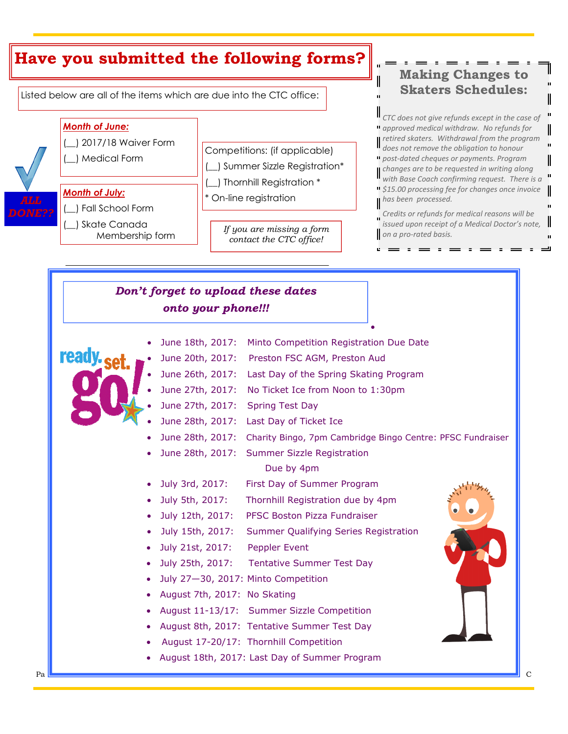# Have you submitted the following forms?

Listed below are all of the items which are due into the CTC office:

**Month of June:**

(__) 2017/18 Waiver Form

(__) Medical Form

**Month of July:**

(__) Fall School Form

(__) Skate Canada Membership form

Competitions: (if applicable)

(__) Summer Sizzle Registration*

(__) Thornhill Registration *

* On-line registration

*If you are missing a form contact the CTC office!*

ALL DONE??

## Making Changes to Skaters Schedules:

*CTC does not give refunds except in the case of approved medical withdraw. No refunds for retired skaters. Withdrawal from the program does not remove the obligation to honour post-dated cheques or payments. Program changes are to be requested in writing along with Base Coach confirming request. There is a $15.00 processing fee for changes once invoice has been processed.*

*Credits or refunds for medical reasons will be issued upon receipt of a Medical Doctor's note, on a pro-rated basis.*

***Don't forget to upload these dates onto your phone!!!***

ready. set. go!

- June 18th, 2017: Minto Competition Registration Due Date
- June 20th, 2017: Preston FSC AGM, Preston Aud
- June 26th, 2017: Last Day of the Spring Skating Program
- June 27th, 2017: No Ticket Ice from Noon to 1:30pm
- June 27th, 2017: Spring Test Day
- June 28th, 2017: Last Day of Ticket Ice
- June 28th, 2017: Charity Bingo, 7pm Cambridge Bingo Centre: PFSC Fundraiser
- June 28th, 2017: Summer Sizzle Registration Due by 4pm
- July 3rd, 2017: First Day of Summer Program
- July 5th, 2017: Thornhill Registration due by 4pm
- July 12th, 2017: PFSC Boston Pizza Fundraiser
- July 15th, 2017: Summer Qualifying Series Registration
- July 21st, 2017: Peppler Event
- July 25th, 2017: Tentative Summer Test Day
- July 27—30, 2017: Minto Competition
- August 7th, 2017: No Skating
- August 11-13/17: Summer Sizzle Competition
- August 8th, 2017: Tentative Summer Test Day
- August 17-20/17: Thornhill Competition
- August 18th, 2017: Last Day of Summer Program